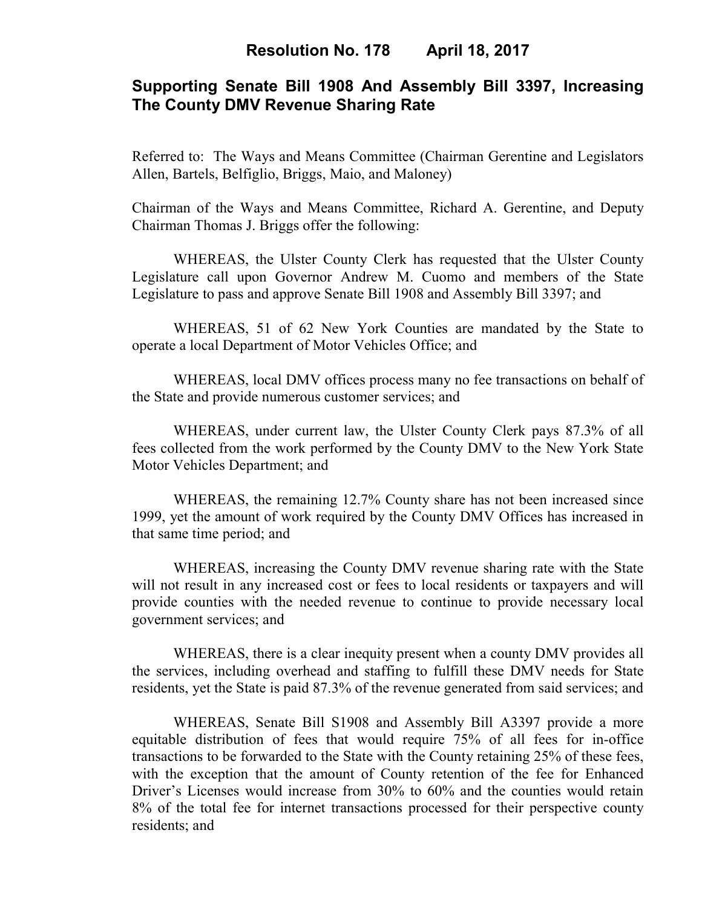# Resolution No. 178 April 18, 2017

## Supporting Senate Bill 1908 And Assembly Bill 3397, Increasing The County DMV Revenue Sharing Rate

Referred to: The Ways and Means Committee (Chairman Gerentine and Legislators Allen, Bartels, Belfiglio, Briggs, Maio, and Maloney)

Chairman of the Ways and Means Committee, Richard A. Gerentine, and Deputy Chairman Thomas J. Briggs offer the following:

WHEREAS, the Ulster County Clerk has requested that the Ulster County Legislature call upon Governor Andrew M. Cuomo and members of the State Legislature to pass and approve Senate Bill 1908 and Assembly Bill 3397; and

WHEREAS, 51 of 62 New York Counties are mandated by the State to operate a local Department of Motor Vehicles Office; and

WHEREAS, local DMV offices process many no fee transactions on behalf of the State and provide numerous customer services; and

WHEREAS, under current law, the Ulster County Clerk pays 87.3% of all fees collected from the work performed by the County DMV to the New York State Motor Vehicles Department; and

WHEREAS, the remaining 12.7% County share has not been increased since 1999, yet the amount of work required by the County DMV Offices has increased in that same time period; and

WHEREAS, increasing the County DMV revenue sharing rate with the State will not result in any increased cost or fees to local residents or taxpayers and will provide counties with the needed revenue to continue to provide necessary local government services; and

WHEREAS, there is a clear inequity present when a county DMV provides all the services, including overhead and staffing to fulfill these DMV needs for State residents, yet the State is paid 87.3% of the revenue generated from said services; and

WHEREAS, Senate Bill S1908 and Assembly Bill A3397 provide a more equitable distribution of fees that would require 75% of all fees for in-office transactions to be forwarded to the State with the County retaining 25% of these fees, with the exception that the amount of County retention of the fee for Enhanced Driver's Licenses would increase from 30% to 60% and the counties would retain 8% of the total fee for internet transactions processed for their perspective county residents; and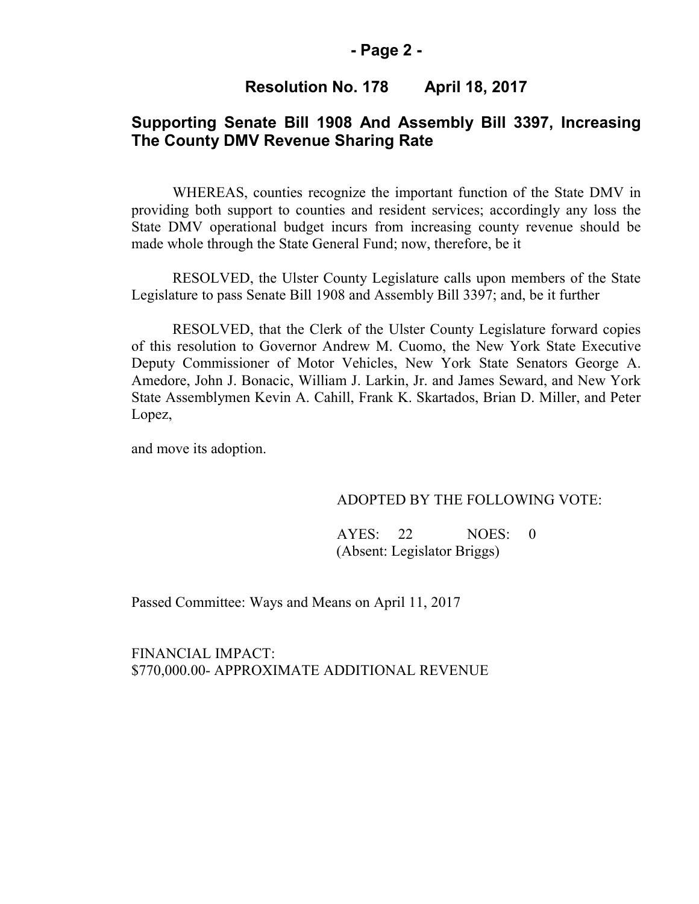## Resolution No. 178 April 18, 2017

## Supporting Senate Bill 1908 And Assembly Bill 3397, Increasing The County DMV Revenue Sharing Rate

WHEREAS, counties recognize the important function of the State DMV in providing both support to counties and resident services; accordingly any loss the State DMV operational budget incurs from increasing county revenue should be made whole through the State General Fund; now, therefore, be it

RESOLVED, the Ulster County Legislature calls upon members of the State Legislature to pass Senate Bill 1908 and Assembly Bill 3397; and, be it further

RESOLVED, that the Clerk of the Ulster County Legislature forward copies of this resolution to Governor Andrew M. Cuomo, the New York State Executive Deputy Commissioner of Motor Vehicles, New York State Senators George A. Amedore, John J. Bonacic, William J. Larkin, Jr. and James Seward, and New York State Assemblymen Kevin A. Cahill, Frank K. Skartados, Brian D. Miller, and Peter Lopez,

and move its adoption.

ADOPTED BY THE FOLLOWING VOTE:

AYES: 22 NOES: 0
(Absent: Legislator Briggs)

Passed Committee: Ways and Means on April 11, 2017

FINANCIAL IMPACT:
$770,000.00- APPROXIMATE ADDITIONAL REVENUE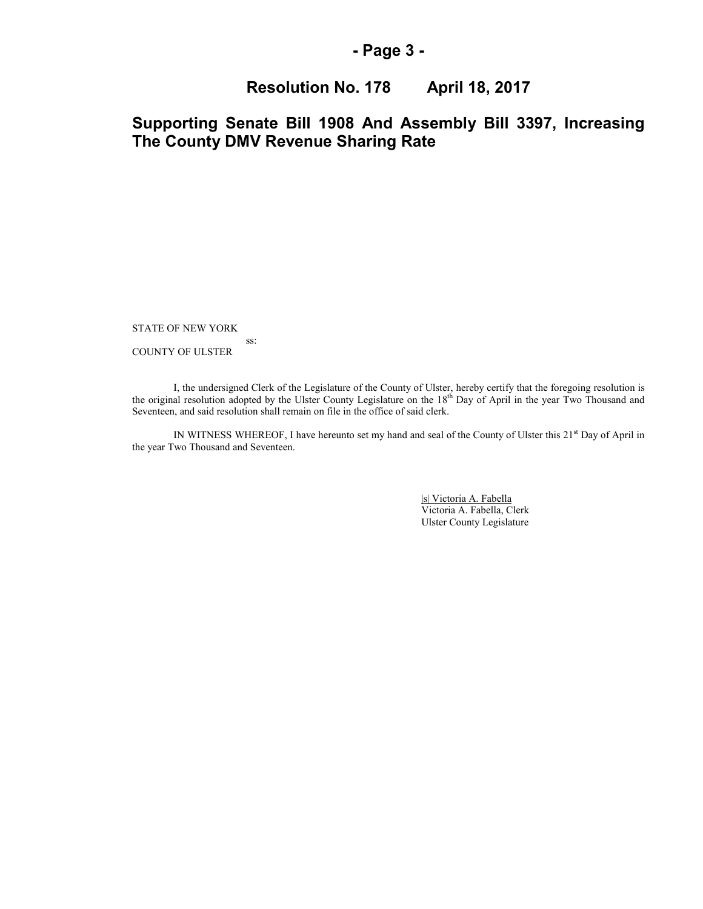## Resolution No. 178 April 18, 2017

## Supporting Senate Bill 1908 And Assembly Bill 3397, Increasing The County DMV Revenue Sharing Rate

STATE OF NEW YORK
ss:
COUNTY OF ULSTER

I, the undersigned Clerk of the Legislature of the County of Ulster, hereby certify that the foregoing resolution is the original resolution adopted by the Ulster County Legislature on the 18th Day of April in the year Two Thousand and Seventeen, and said resolution shall remain on file in the office of said clerk.

IN WITNESS WHEREOF, I have hereunto set my hand and seal of the County of Ulster this 21st Day of April in the year Two Thousand and Seventeen.

|s| Victoria A. Fabella
Victoria A. Fabella, Clerk
Ulster County Legislature